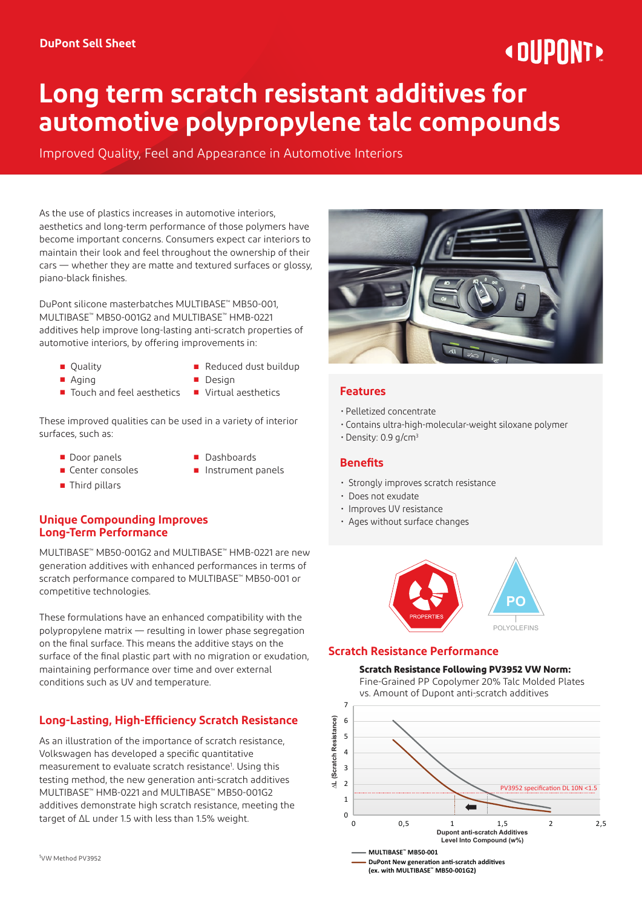DuPont Sell Sheet

# Long term scratch resistant additives for automotive polypropylene talc compounds

Improved Quality, Feel and Appearance in Automotive Interiors

As the use of plastics increases in automotive interiors, aesthetics and long-term performance of those polymers have become important concerns. Consumers expect car interiors to maintain their look and feel throughout the ownership of their cars — whether they are matte and textured surfaces or glossy, piano-black finishes.

DuPont silicone masterbatches MULTIBASE™ MB50-001, MULTIBASE™ MB50-001G2 and MULTIBASE™ HMB-0221 additives help improve long-lasting anti-scratch properties of automotive interiors, by offering improvements in:

- Quality
- Aging
- Touch and feel aesthetics
- Reduced dust buildup
- Design
- Virtual aesthetics

These improved qualities can be used in a variety of interior surfaces, such as:

- Door panels
- Center consoles
- Third pillars
- Dashboards
- Instrument panels

## Unique Compounding Improves Long-Term Performance

MULTIBASE™ MB50-001G2 and MULTIBASE™ HMB-0221 are new generation additives with enhanced performances in terms of scratch performance compared to MULTIBASE™ MB50-001 or competitive technologies.

These formulations have an enhanced compatibility with the polypropylene matrix — resulting in lower phase segregation on the final surface. This means the additive stays on the surface of the final plastic part with no migration or exudation, maintaining performance over time and over external conditions such as UV and temperature.

## Long-Lasting, High-Efficiency Scratch Resistance

As an illustration of the importance of scratch resistance, Volkswagen has developed a specific quantitative measurement to evaluate scratch resistance[1]. Using this testing method, the new generation anti-scratch additives MULTIBASE™ HMB-0221 and MULTIBASE™ MB50-001G2 additives demonstrate high scratch resistance, meeting the target of ΔL under 1.5 with less than 1.5% weight.

[1]VW Method PV3952

## Features

- Pelletized concentrate
- Contains ultra-high-molecular-weight siloxane polymer
- Density: 0.9 g/cm³

## Benefits

- Strongly improves scratch resistance
- Does not exudate
- Improves UV resistance
- Ages without surface changes

PROPERTIES

PO POLYOLEFINS

## Scratch Resistance Performance

**Scratch Resistance Following PV3952 VW Norm:**
Fine-Grained PP Copolymer 20% Talc Molded Plates vs. Amount of Dupont anti-scratch additives

Y-axis: ΔL (Scratch Resistance), 0–7
X-axis: Dupont anti-scratch Additives Level Into Compound (w%), 0–2,5
PV3952 specification DL 10N <1.5

- MULTIBASE™ MB50-001
- DuPont New generation anti-scratch additives (ex. with MULTIBASE™ MB50-001G2)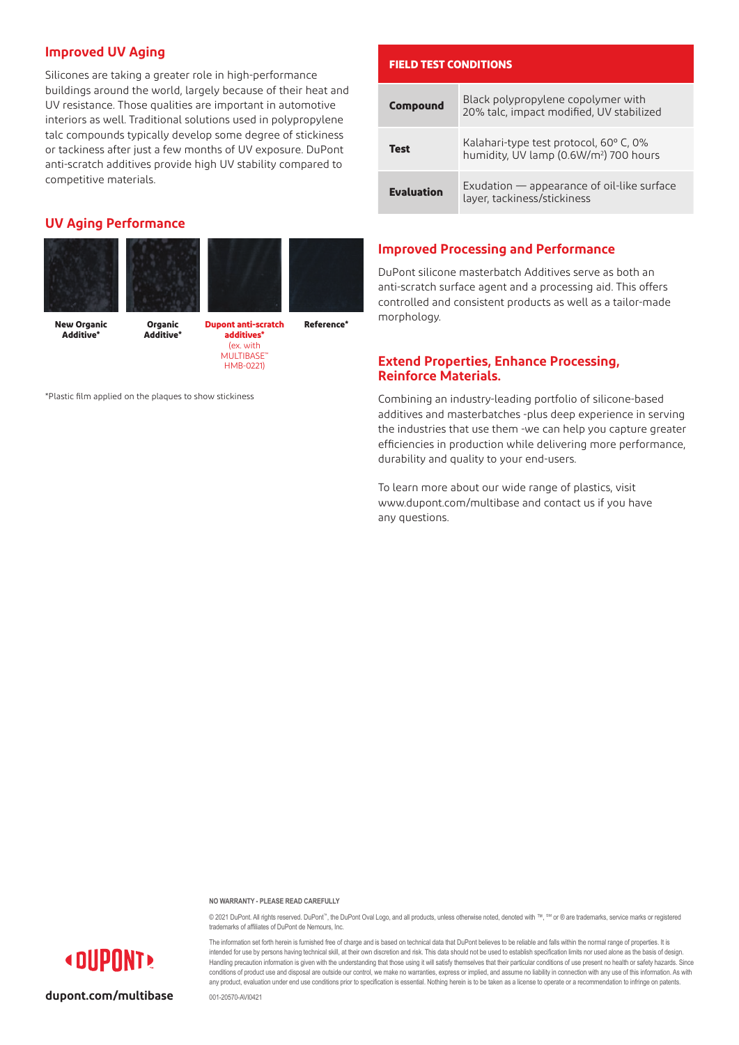## Improved UV Aging

Silicones are taking a greater role in high-performance buildings around the world, largely because of their heat and UV resistance. Those qualities are important in automotive interiors as well. Traditional solutions used in polypropylene talc compounds typically develop some degree of stickiness or tackiness after just a few months of UV exposure. DuPont anti-scratch additives provide high UV stability compared to competitive materials.

## UV Aging Performance

New Organic Additive*

Organic Additive*

Dupont anti-scratch additives* (ex. with MULTIBASE™ HMB-0221)

Reference*

*Plastic film applied on the plaques to show stickiness

| FIELD TEST CONDITIONS | |
|---|---|
| **Compound** | Black polypropylene copolymer with 20% talc, impact modified, UV stabilized |
| **Test** | Kalahari-type test protocol, 60° C, 0% humidity, UV lamp (0.6W/m²) 700 hours |
| **Evaluation** | Exudation — appearance of oil-like surface layer, tackiness/stickiness |

## Improved Processing and Performance

DuPont silicone masterbatch Additives serve as both an anti-scratch surface agent and a processing aid. This offers controlled and consistent products as well as a tailor-made morphology.

## Extend Properties, Enhance Processing, Reinforce Materials.

Combining an industry-leading portfolio of silicone-based additives and masterbatches -plus deep experience in serving the industries that use them -we can help you capture greater efficiencies in production while delivering more performance, durability and quality to your end-users.

To learn more about our wide range of plastics, visit www.dupont.com/multibase and contact us if you have any questions.

**NO WARRANTY - PLEASE READ CAREFULLY**

© 2021 DuPont. All rights reserved. DuPont™, the DuPont Oval Logo, and all products, unless otherwise noted, denoted with ™, ℠ or ® are trademarks, service marks or registered trademarks of affiliates of DuPont de Nemours, Inc.

The information set forth herein is furnished free of charge and is based on technical data that DuPont believes to be reliable and falls within the normal range of properties. It is intended for use by persons having technical skill, at their own discretion and risk. This data should not be used to establish specification limits nor used alone as the basis of design. Handling precaution information is given with the understanding that those using it will satisfy themselves that their particular conditions of use present no health or safety hazards. Since conditions of product use and disposal are outside our control, we make no warranties, express or implied, and assume no liability in connection with any use of this information. As with any product, evaluation under end use conditions prior to specification is essential. Nothing herein is to be taken as a license to operate or a recommendation to infringe on patents.

001-20570-AVI0421

DUPONT

dupont.com/multibase